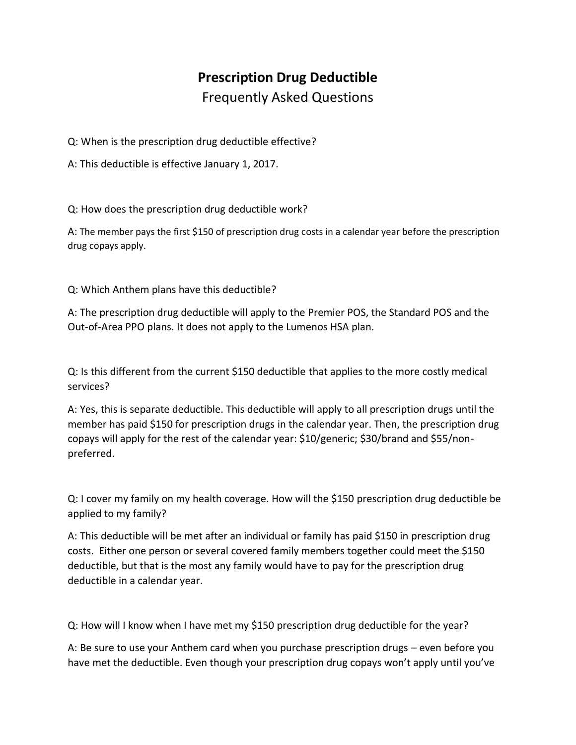# Prescription Drug Deductible

## Frequently Asked Questions

Q: When is the prescription drug deductible effective?

A: This deductible is effective January 1, 2017.

Q: How does the prescription drug deductible work?

A: The member pays the first $150 of prescription drug costs in a calendar year before the prescription drug copays apply.

Q: Which Anthem plans have this deductible?

A: The prescription drug deductible will apply to the Premier POS, the Standard POS and the Out-of-Area PPO plans. It does not apply to the Lumenos HSA plan.

Q: Is this different from the current $150 deductible that applies to the more costly medical services?

A: Yes, this is separate deductible. This deductible will apply to all prescription drugs until the member has paid $150 for prescription drugs in the calendar year. Then, the prescription drug copays will apply for the rest of the calendar year: $10/generic; $30/brand and $55/non-preferred.

Q: I cover my family on my health coverage. How will the $150 prescription drug deductible be applied to my family?

A: This deductible will be met after an individual or family has paid $150 in prescription drug costs. Either one person or several covered family members together could meet the $150 deductible, but that is the most any family would have to pay for the prescription drug deductible in a calendar year.

Q: How will I know when I have met my $150 prescription drug deductible for the year?

A: Be sure to use your Anthem card when you purchase prescription drugs – even before you have met the deductible. Even though your prescription drug copays won't apply until you've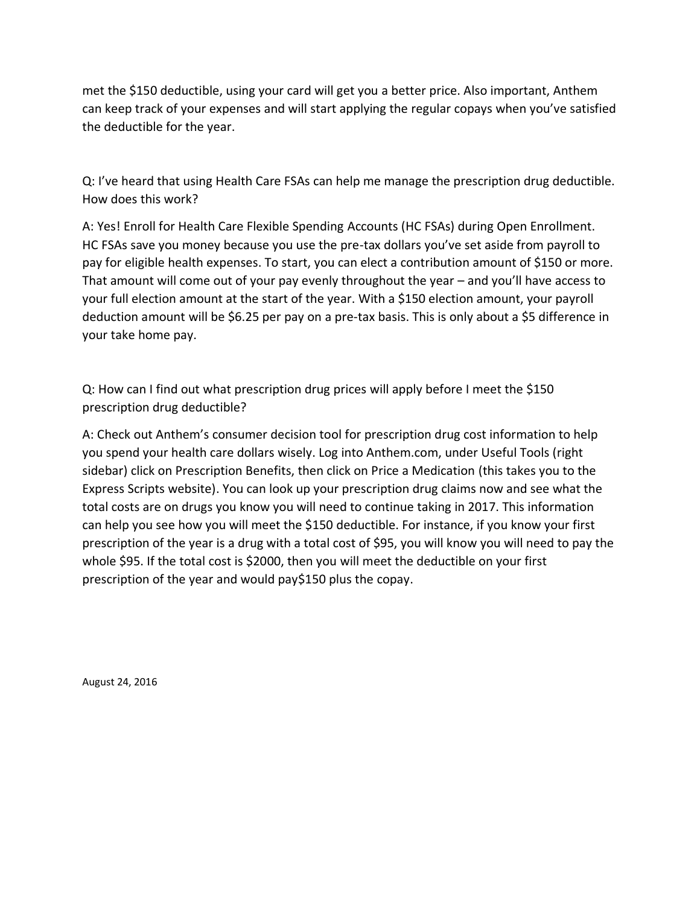met the $150 deductible, using your card will get you a better price. Also important, Anthem can keep track of your expenses and will start applying the regular copays when you've satisfied the deductible for the year.

Q: I've heard that using Health Care FSAs can help me manage the prescription drug deductible. How does this work?

A: Yes! Enroll for Health Care Flexible Spending Accounts (HC FSAs) during Open Enrollment. HC FSAs save you money because you use the pre-tax dollars you've set aside from payroll to pay for eligible health expenses. To start, you can elect a contribution amount of $150 or more. That amount will come out of your pay evenly throughout the year – and you'll have access to your full election amount at the start of the year. With a $150 election amount, your payroll deduction amount will be $6.25 per pay on a pre-tax basis. This is only about a $5 difference in your take home pay.

Q: How can I find out what prescription drug prices will apply before I meet the $150 prescription drug deductible?

A: Check out Anthem's consumer decision tool for prescription drug cost information to help you spend your health care dollars wisely. Log into Anthem.com, under Useful Tools (right sidebar) click on Prescription Benefits, then click on Price a Medication (this takes you to the Express Scripts website). You can look up your prescription drug claims now and see what the total costs are on drugs you know you will need to continue taking in 2017. This information can help you see how you will meet the $150 deductible. For instance, if you know your first prescription of the year is a drug with a total cost of $95, you will know you will need to pay the whole $95. If the total cost is $2000, then you will meet the deductible on your first prescription of the year and would pay$150 plus the copay.

August 24, 2016